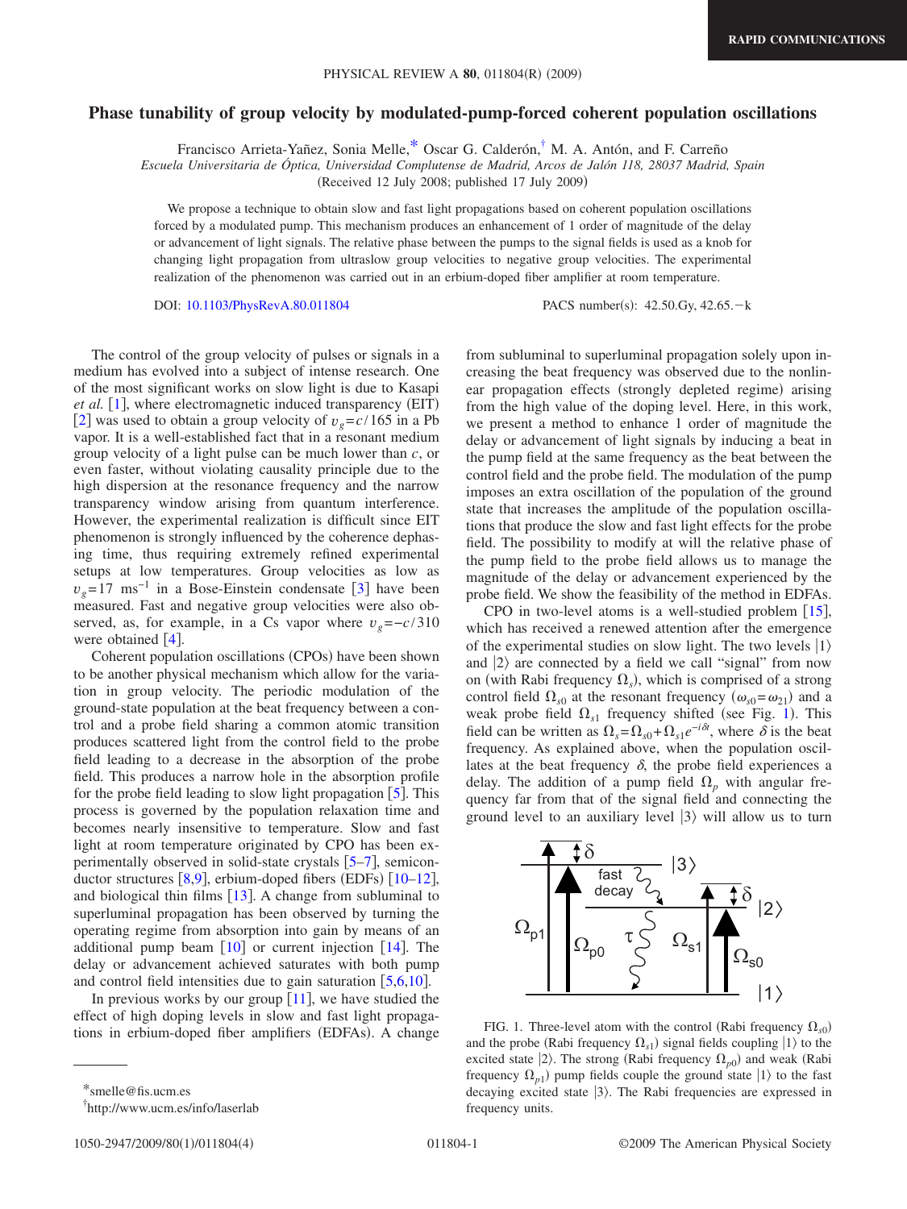RAPID COMMUNICATIONS

# Phase tunability of group velocity by modulated-pump-forced coherent population oscillations

Francisco Arrieta-Yañez, Sonia Melle,* Oscar G. Calderón,† M. A. Antón, and F. Carreño

*Escuela Universitaria de Óptica, Universidad Complutense de Madrid, Arcos de Jalón 118, 28037 Madrid, Spain*

(Received 12 July 2008; published 17 July 2009)

We propose a technique to obtain slow and fast light propagations based on coherent population oscillations forced by a modulated pump. This mechanism produces an enhancement of 1 order of magnitude of the delay or advancement of light signals. The relative phase between the pumps to the signal fields is used as a knob for changing light propagation from ultraslow group velocities to negative group velocities. The experimental realization of the phenomenon was carried out in an erbium-doped fiber amplifier at room temperature.

DOI: 10.1103/PhysRevA.80.011804 PACS number(s): 42.50.Gy, 42.65.−k

The control of the group velocity of pulses or signals in a medium has evolved into a subject of intense research. One of the most significant works on slow light is due to Kasapi *et al.* [1], where electromagnetic induced transparency (EIT) [2] was used to obtain a group velocity of $v_g = c/165$ in a Pb vapor. It is a well-established fact that in a resonant medium group velocity of a light pulse can be much lower than $c$, or even faster, without violating causality principle due to the high dispersion at the resonance frequency and the narrow transparency window arising from quantum interference. However, the experimental realization is difficult since EIT phenomenon is strongly influenced by the coherence dephasing time, thus requiring extremely refined experimental setups at low temperatures. Group velocities as low as $v_g = 17\ \mathrm{ms}^{-1}$ in a Bose-Einstein condensate [3] have been measured. Fast and negative group velocities were also observed, as, for example, in a Cs vapor where $v_g = -c/310$ were obtained [4].

Coherent population oscillations (CPOs) have been shown to be another physical mechanism which allow for the variation in group velocity. The periodic modulation of the ground-state population at the beat frequency between a control and a probe field sharing a common atomic transition produces scattered light from the control field to the probe field leading to a decrease in the absorption of the probe field. This produces a narrow hole in the absorption profile for the probe field leading to slow light propagation [5]. This process is governed by the population relaxation time and becomes nearly insensitive to temperature. Slow and fast light at room temperature originated by CPO has been experimentally observed in solid-state crystals [5–7], semiconductor structures [8,9], erbium-doped fibers (EDFs) [10–12], and biological thin films [13]. A change from subluminal to superluminal propagation has been observed by turning the operating regime from absorption into gain by means of an additional pump beam [10] or current injection [14]. The delay or advancement achieved saturates with both pump and control field intensities due to gain saturation [5,6,10].

In previous works by our group [11], we have studied the effect of high doping levels in slow and fast light propagations in erbium-doped fiber amplifiers (EDFAs). A change from subluminal to superluminal propagation solely upon increasing the beat frequency was observed due to the nonlinear propagation effects (strongly depleted regime) arising from the high value of the doping level. Here, in this work, we present a method to enhance 1 order of magnitude the delay or advancement of light signals by inducing a beat in the pump field at the same frequency as the beat between the control field and the probe field. The modulation of the pump imposes an extra oscillation of the population of the ground state that increases the amplitude of the population oscillations that produce the slow and fast light effects for the probe field. The possibility to modify at will the relative phase of the pump field to the probe field allows us to manage the magnitude of the delay or advancement experienced by the probe field. We show the feasibility of the method in EDFAs.

CPO in two-level atoms is a well-studied problem [15], which has received a renewed attention after the emergence of the experimental studies on slow light. The two levels $|1\rangle$ and $|2\rangle$ are connected by a field we call "signal" from now on (with Rabi frequency $\Omega_s$), which is comprised of a strong control field $\Omega_{s0}$ at the resonant frequency ($\omega_{s0} = \omega_{21}$) and a weak probe field $\Omega_{s1}$ frequency shifted (see Fig. 1). This field can be written as $\Omega_s = \Omega_{s0} + \Omega_{s1} e^{-i\delta t}$, where $\delta$ is the beat frequency. As explained above, when the population oscillates at the beat frequency $\delta$, the probe field experiences a delay. The addition of a pump field $\Omega_p$ with angular frequency far from that of the signal field and connecting the ground level to an auxiliary level $|3\rangle$ will allow us to turn

FIG. 1. Three-level atom with the control (Rabi frequency $\Omega_{s0}$) and the probe (Rabi frequency $\Omega_{s1}$) signal fields coupling $|1\rangle$ to the excited state $|2\rangle$. The strong (Rabi frequency $\Omega_{p0}$) and weak (Rabi frequency $\Omega_{p1}$) pump fields couple the ground state $|1\rangle$ to the fast decaying excited state $|3\rangle$. The Rabi frequencies are expressed in frequency units.

*smelle@fis.ucm.es

†http://www.ucm.es/info/laserlab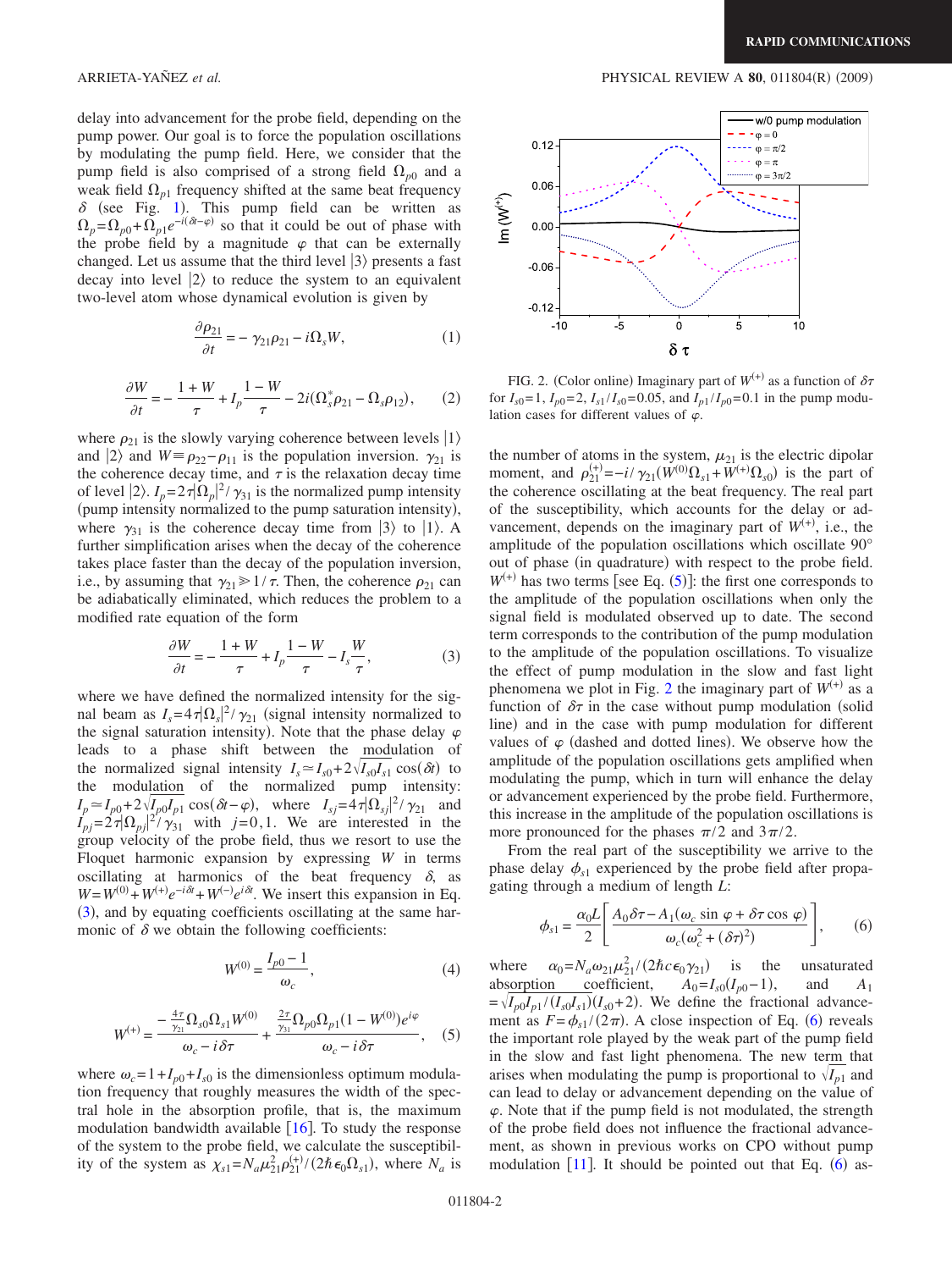delay into advancement for the probe field, depending on the pump power. Our goal is to force the population oscillations by modulating the pump field. Here, we consider that the pump field is also comprised of a strong field $\Omega_{p0}$ and a weak field $\Omega_{p1}$ frequency shifted at the same beat frequency $\delta$ (see Fig. 1). This pump field can be written as $\Omega_p = \Omega_{p0} + \Omega_{p1} e^{-i(\delta t - \varphi)}$ so that it could be out of phase with the probe field by a magnitude $\varphi$ that can be externally changed. Let us assume that the third level $|3\rangle$ presents a fast decay into level $|2\rangle$ to reduce the system to an equivalent two-level atom whose dynamical evolution is given by

$$\frac{\partial \rho_{21}}{\partial t} = -\gamma_{21}\rho_{21} - i\Omega_s W, \tag{1}$$

$$\frac{\partial W}{\partial t} = -\frac{1+W}{\tau} + I_p \frac{1-W}{\tau} - 2i(\Omega_s^* \rho_{21} - \Omega_s \rho_{12}), \tag{2}$$

where $\rho_{21}$ is the slowly varying coherence between levels $|1\rangle$ and $|2\rangle$ and $W \equiv \rho_{22} - \rho_{11}$ is the population inversion. $\gamma_{21}$ is the coherence decay time, and $\tau$ is the relaxation decay time of level $|2\rangle$. $I_p = 2\tau |\Omega_p|^2 / \gamma_{31}$ is the normalized pump intensity (pump intensity normalized to the pump saturation intensity), where $\gamma_{31}$ is the coherence decay time from $|3\rangle$ to $|1\rangle$. A further simplification arises when the decay of the coherence takes place faster than the decay of the population inversion, i.e., by assuming that $\gamma_{21} \gg 1/\tau$. Then, the coherence $\rho_{21}$ can be adiabatically eliminated, which reduces the problem to a modified rate equation of the form

$$\frac{\partial W}{\partial t} = -\frac{1+W}{\tau} + I_p \frac{1-W}{\tau} - I_s \frac{W}{\tau}, \tag{3}$$

where we have defined the normalized intensity for the signal beam as $I_s = 4\tau |\Omega_s|^2 / \gamma_{21}$ (signal intensity normalized to the signal saturation intensity). Note that the phase delay $\varphi$ leads to a phase shift between the modulation of the normalized signal intensity $I_s \simeq I_{s0} + 2\sqrt{I_{s0} I_{s1}} \cos(\delta t)$ to the modulation of the normalized pump intensity: $I_p \simeq I_{p0} + 2\sqrt{I_{p0} I_{p1}} \cos(\delta t - \varphi)$, where $I_{sj} = 4\tau |\Omega_{sj}|^2 / \gamma_{21}$ and $I_{pj} = 2\tau |\Omega_{pj}|^2 / \gamma_{31}$ with $j = 0, 1$. We are interested in the group velocity of the probe field, thus we resort to use the Floquet harmonic expansion by expressing $W$ in terms oscillating at harmonics of the beat frequency $\delta$, as $W = W^{(0)} + W^{(+)} e^{-i\delta t} + W^{(-)} e^{i\delta t}$. We insert this expansion in Eq. (3), and by equating coefficients oscillating at the same harmonic of $\delta$ we obtain the following coefficients:

$$W^{(0)} = \frac{I_{p0} - 1}{\omega_c}, \tag{4}$$

$$W^{(+)} = \frac{-\frac{4\tau}{\gamma_{21}} \Omega_{s0} \Omega_{s1} W^{(0)}}{\omega_c - i\delta\tau} + \frac{\frac{2\tau}{\gamma_{31}} \Omega_{p0} \Omega_{p1} (1 - W^{(0)}) e^{i\varphi}}{\omega_c - i\delta\tau}, \tag{5}$$

where $\omega_c = 1 + I_{p0} + I_{s0}$ is the dimensionless optimum modulation frequency that roughly measures the width of the spectral hole in the absorption profile, that is, the maximum modulation bandwidth available [16]. To study the response of the system to the probe field, we calculate the susceptibility of the system as $\chi_{s1} = N_a \mu_{21}^2 \rho_{21}^{(+)} / (2\hbar \epsilon_0 \Omega_{s1})$, where $N_a$ is the number of atoms in the system, $\mu_{21}$ is the electric dipolar moment, and $\rho_{21}^{(+)} = -i/\gamma_{21}(W^{(0)}\Omega_{s1} + W^{(+)}\Omega_{s0})$ is the part of the coherence oscillating at the beat frequency. The real part of the susceptibility, which accounts for the delay or advancement, depends on the imaginary part of $W^{(+)}$, i.e., the amplitude of the population oscillations which oscillate 90° out of phase (in quadrature) with respect to the probe field. $W^{(+)}$ has two terms [see Eq. (5)]: the first one corresponds to the amplitude of the population oscillations when only the signal field is modulated observed up to date. The second term corresponds to the contribution of the pump modulation to the amplitude of the population oscillations. To visualize the effect of pump modulation in the slow and fast light phenomena we plot in Fig. 2 the imaginary part of $W^{(+)}$ as a function of $\delta\tau$ in the case without pump modulation (solid line) and in the case with pump modulation for different values of $\varphi$ (dashed and dotted lines). We observe how the amplitude of the population oscillations gets amplified when modulating the pump, which in turn will enhance the delay or advancement experienced by the probe field. Furthermore, this increase in the amplitude of the population oscillations is more pronounced for the phases $\pi/2$ and $3\pi/2$.

FIG. 2. (Color online) Imaginary part of $W^{(+)}$ as a function of $\delta\tau$ for $I_{s0}=1$, $I_{p0}=2$, $I_{s1}/I_{s0}=0.05$, and $I_{p1}/I_{p0}=0.1$ in the pump modulation cases for different values of $\varphi$.

From the real part of the susceptibility we arrive to the phase delay $\phi_{s1}$ experienced by the probe field after propagating through a medium of length $L$:

$$\phi_{s1} = \frac{\alpha_0 L}{2} \left[ \frac{A_0 \delta\tau - A_1(\omega_c \sin\varphi + \delta\tau \cos\varphi)}{\omega_c(\omega_c^2 + (\delta\tau)^2)} \right], \tag{6}$$

where $\alpha_0 = N_a \omega_{21} \mu_{21}^2 / (2\hbar c \epsilon_0 \gamma_{21})$ is the unsaturated absorption coefficient, $A_0 = I_{s0}(I_{p0} - 1)$, and $A_1 = \sqrt{I_{p0} I_{p1} / (I_{s0} I_{s1})} (I_{s0} + 2)$. We define the fractional advancement as $F = \phi_{s1} / (2\pi)$. A close inspection of Eq. (6) reveals the important role played by the weak part of the pump field in the slow and fast light phenomena. The new term that arises when modulating the pump is proportional to $\sqrt{I_{p1}}$ and can lead to delay or advancement depending on the value of $\varphi$. Note that if the pump field is not modulated, the strength of the probe field does not influence the fractional advancement, as shown in previous works on CPO without pump modulation [11]. It should be pointed out that Eq. (6) as-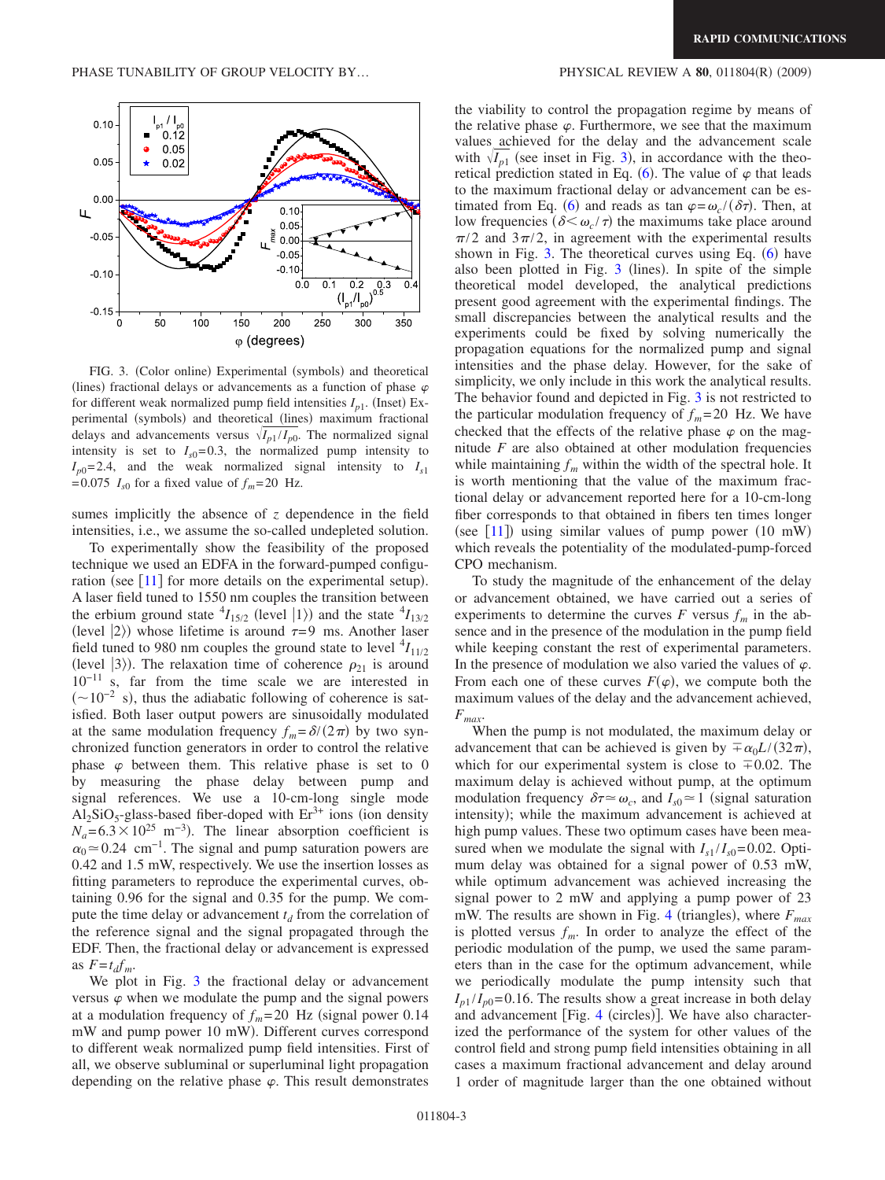FIG. 3. (Color online) Experimental (symbols) and theoretical (lines) fractional delays or advancements as a function of phase $\varphi$ for different weak normalized pump field intensities $I_{p1}$. (Inset) Experimental (symbols) and theoretical (lines) maximum fractional delays and advancements versus $\sqrt{I_{p1}/I_{p0}}$. The normalized signal intensity is set to $I_{s0}=0.3$, the normalized pump intensity to $I_{p0}=2.4$, and the weak normalized signal intensity to $I_{s1}=0.075\ I_{s0}$ for a fixed value of $f_m=20$ Hz.

sumes implicitly the absence of $z$ dependence in the field intensities, i.e., we assume the so-called undepleted solution.

To experimentally show the feasibility of the proposed technique we used an EDFA in the forward-pumped configuration (see [11] for more details on the experimental setup). A laser field tuned to 1550 nm couples the transition between the erbium ground state $^4I_{15/2}$ (level $|1\rangle$) and the state $^4I_{13/2}$ (level $|2\rangle$) whose lifetime is around $\tau=9$ ms. Another laser field tuned to 980 nm couples the ground state to level $^4I_{11/2}$ (level $|3\rangle$). The relaxation time of coherence $\rho_{21}$ is around $10^{-11}$ s, far from the time scale we are interested in ($\sim 10^{-2}$ s), thus the adiabatic following of coherence is satisfied. Both laser output powers are sinusoidally modulated at the same modulation frequency $f_m=\delta/(2\pi)$ by two synchronized function generators in order to control the relative phase $\varphi$ between them. This relative phase is set to 0 by measuring the phase delay between pump and signal references. We use a 10-cm-long single mode $Al_2SiO_5$-glass-based fiber-doped with $Er^{3+}$ ions (ion density $N_a=6.3\times 10^{25}$ $m^{-3}$). The linear absorption coefficient is $\alpha_0 \simeq 0.24$ $cm^{-1}$. The signal and pump saturation powers are 0.42 and 1.5 mW, respectively. We use the insertion losses as fitting parameters to reproduce the experimental curves, obtaining 0.96 for the signal and 0.35 for the pump. We compute the time delay or advancement $t_d$ from the correlation of the reference signal and the signal propagated through the EDF. Then, the fractional delay or advancement is expressed as $F=t_d f_m$.

We plot in Fig. 3 the fractional delay or advancement versus $\varphi$ when we modulate the pump and the signal powers at a modulation frequency of $f_m=20$ Hz (signal power 0.14 mW and pump power 10 mW). Different curves correspond to different weak normalized pump field intensities. First of all, we observe subluminal or superluminal light propagation depending on the relative phase $\varphi$. This result demonstrates the viability to control the propagation regime by means of the relative phase $\varphi$. Furthermore, we see that the maximum values achieved for the delay and the advancement scale with $\sqrt{I_{p1}}$ (see inset in Fig. 3), in accordance with the theoretical prediction stated in Eq. (6). The value of $\varphi$ that leads to the maximum fractional delay or advancement can be estimated from Eq. (6) and reads as $\tan \varphi=\omega_c/(\delta\tau)$. Then, at low frequencies ($\delta<\omega_c/\tau$) the maximums take place around $\pi/2$ and $3\pi/2$, in agreement with the experimental results shown in Fig. 3. The theoretical curves using Eq. (6) have also been plotted in Fig. 3 (lines). In spite of the simple theoretical model developed, the analytical predictions present good agreement with the experimental findings. The small discrepancies between the analytical results and the experiments could be fixed by solving numerically the propagation equations for the normalized pump and signal intensities and the phase delay. However, for the sake of simplicity, we only include in this work the analytical results. The behavior found and depicted in Fig. 3 is not restricted to the particular modulation frequency of $f_m=20$ Hz. We have checked that the effects of the relative phase $\varphi$ on the magnitude $F$ are also obtained at other modulation frequencies while maintaining $f_m$ within the width of the spectral hole. It is worth mentioning that the value of the maximum fractional delay or advancement reported here for a 10-cm-long fiber corresponds to that obtained in fibers ten times longer (see [11]) using similar values of pump power (10 mW) which reveals the potentiality of the modulated-pump-forced CPO mechanism.

To study the magnitude of the enhancement of the delay or advancement obtained, we have carried out a series of experiments to determine the curves $F$ versus $f_m$ in the absence and in the presence of the modulation in the pump field while keeping constant the rest of experimental parameters. In the presence of modulation we also varied the values of $\varphi$. From each one of these curves $F(\varphi)$, we compute both the maximum values of the delay and the advancement achieved, $F_{max}$.

When the pump is not modulated, the maximum delay or advancement that can be achieved is given by $\mp\alpha_0 L/(32\pi)$, which for our experimental system is close to $\mp 0.02$. The maximum delay is achieved without pump, at the optimum modulation frequency $\delta\tau \simeq \omega_c$, and $I_{s0}\simeq 1$ (signal saturation intensity); while the maximum advancement is achieved at high pump values. These two optimum cases have been measured when we modulate the signal with $I_{s1}/I_{s0}=0.02$. Optimum delay was obtained for a signal power of 0.53 mW, while optimum advancement was achieved increasing the signal power to 2 mW and applying a pump power of 23 mW. The results are shown in Fig. 4 (triangles), where $F_{max}$ is plotted versus $f_m$. In order to analyze the effect of the periodic modulation of the pump, we used the same parameters than in the case for the optimum advancement, while we periodically modulate the pump intensity such that $I_{p1}/I_{p0}=0.16$. The results show a great increase in both delay and advancement [Fig. 4 (circles)]. We have also characterized the performance of the system for other values of the control field and strong pump field intensities obtaining in all cases a maximum fractional advancement and delay around 1 order of magnitude larger than the one obtained without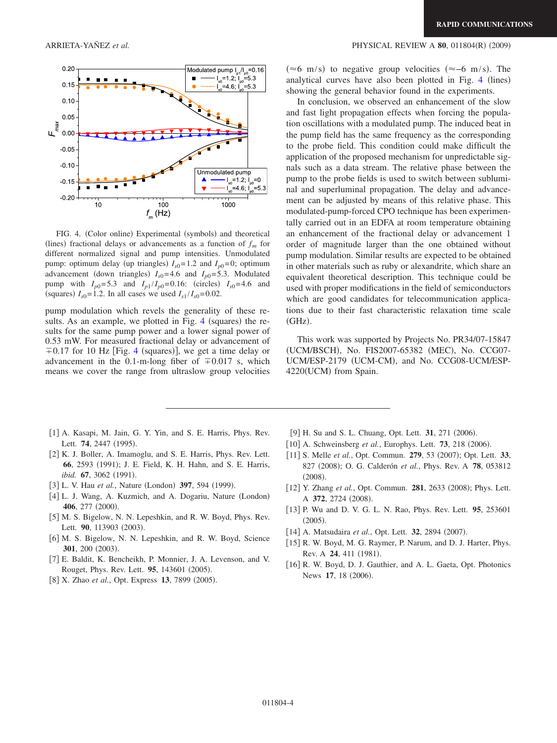0.20
0.15
0.10
0.05
0.00
-0.05
-0.10
-0.15
-0.20
$F_{max}$
10
100
1000
$f_m$ (Hz)
Modulated pump $I_{p1}/I_{p0}$=0.16
$I_{s0}$=1.2; $I_{p0}$=5.3
$I_{s0}$=4.6; $I_{p0}$=5.3
Unmodulated pump
$I_{s0}$=1.2; $I_{p0}$=0
$I_{s0}$=4.6; $I_{p0}$=5.3

FIG. 4. (Color online) Experimental (symbols) and theoretical (lines) fractional delays or advancements as a function of $f_m$ for different normalized signal and pump intensities. Unmodulated pump: optimum delay (up triangles) $I_{s0}=1.2$ and $I_{p0}=0$; optimum advancement (down triangles) $I_{s0}=4.6$ and $I_{p0}=5.3$. Modulated pump with $I_{p0}=5.3$ and $I_{p1}/I_{p0}=0.16$: (circles) $I_{s0}=4.6$ and (squares) $I_{s0}=1.2$. In all cases we used $I_{s1}/I_{s0}=0.02$.

pump modulation which reveals the generality of these results. As an example, we plotted in Fig. 4 (squares) the results for the same pump power and a lower signal power of 0.53 mW. For measured fractional delay or advancement of $\mp 0.17$ for 10 Hz [Fig. 4 (squares)], we get a time delay or advancement in the 0.1-m-long fiber of $\mp 0.017$ s, which means we cover the range from ultraslow group velocities ($\approx 6$ m/s) to negative group velocities ($\approx -6$ m/s). The analytical curves have also been plotted in Fig. 4 (lines) showing the general behavior found in the experiments.

In conclusion, we observed an enhancement of the slow and fast light propagation effects when forcing the population oscillations with a modulated pump. The induced beat in the pump field has the same frequency as the corresponding to the probe field. This condition could make difficult the application of the proposed mechanism for unpredictable signals such as a data stream. The relative phase between the pump to the probe fields is used to switch between subluminal and superluminal propagation. The delay and advancement can be adjusted by means of this relative phase. This modulated-pump-forced CPO technique has been experimentally carried out in an EDFA at room temperature obtaining an enhancement of the fractional delay or advancement 1 order of magnitude larger than the one obtained without pump modulation. Similar results are expected to be obtained in other materials such as ruby or alexandrite, which share an equivalent theoretical description. This technique could be used with proper modifications in the field of semiconductors which are good candidates for telecommunication applications due to their fast characteristic relaxation time scale (GHz).

This work was supported by Projects No. PR34/07-15847 (UCM/BSCH), No. FIS2007-65382 (MEC), No. CCG07-UCM/ESP-2179 (UCM-CM), and No. CCG08-UCM/ESP-4220(UCM) from Spain.

[1] A. Kasapi, M. Jain, G. Y. Yin, and S. E. Harris, Phys. Rev. Lett. **74**, 2447 (1995).

[2] K. J. Boller, A. Imamoglu, and S. E. Harris, Phys. Rev. Lett. **66**, 2593 (1991); J. E. Field, K. H. Hahn, and S. E. Harris, *ibid.* **67**, 3062 (1991).

[3] L. V. Hau *et al.*, Nature (London) **397**, 594 (1999).

[4] L. J. Wang, A. Kuzmich, and A. Dogariu, Nature (London) **406**, 277 (2000).

[5] M. S. Bigelow, N. N. Lepeshkin, and R. W. Boyd, Phys. Rev. Lett. **90**, 113903 (2003).

[6] M. S. Bigelow, N. N. Lepeshkin, and R. W. Boyd, Science **301**, 200 (2003).

[7] E. Baldit, K. Bencheikh, P. Monnier, J. A. Levenson, and V. Rouget, Phys. Rev. Lett. **95**, 143601 (2005).

[8] X. Zhao *et al.*, Opt. Express **13**, 7899 (2005).

[9] H. Su and S. L. Chuang, Opt. Lett. **31**, 271 (2006).

[10] A. Schweinsberg *et al.*, Europhys. Lett. **73**, 218 (2006).

[11] S. Melle *et al.*, Opt. Commun. **279**, 53 (2007); Opt. Lett. **33**, 827 (2008); O. G. Calderón *et al.*, Phys. Rev. A **78**, 053812 (2008).

[12] Y. Zhang *et al.*, Opt. Commun. **281**, 2633 (2008); Phys. Lett. A **372**, 2724 (2008).

[13] P. Wu and D. V. G. L. N. Rao, Phys. Rev. Lett. **95**, 253601 (2005).

[14] A. Matsudaira *et al.*, Opt. Lett. **32**, 2894 (2007).

[15] R. W. Boyd, M. G. Raymer, P. Narum, and D. J. Harter, Phys. Rev. A **24**, 411 (1981).

[16] R. W. Boyd, D. J. Gauthier, and A. L. Gaeta, Opt. Photonics News **17**, 18 (2006).